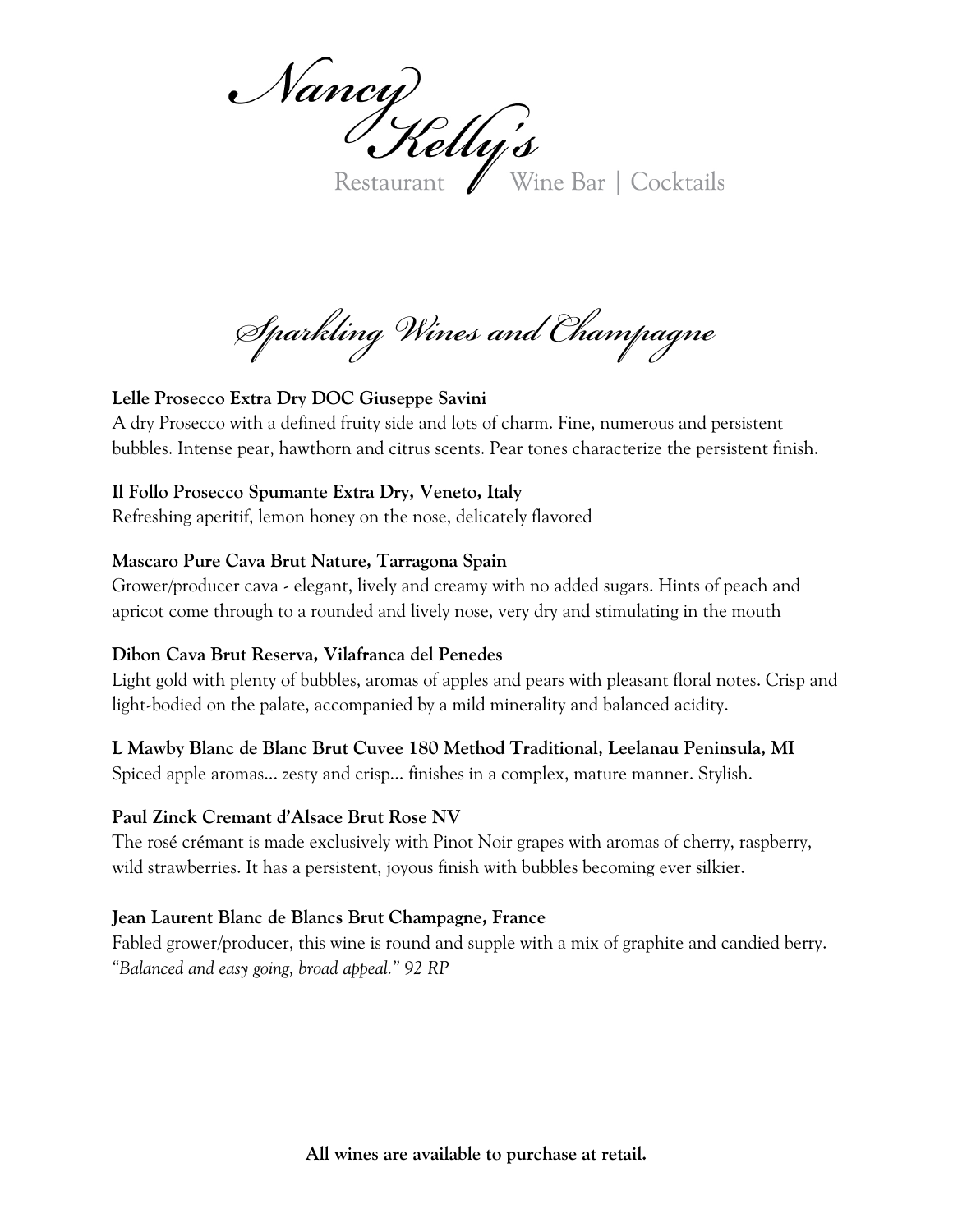# Nancy Kelly's

Restaurant | Wine Bar | Cocktails

## *Sparkling Wines and Champagne*

**Lelle Prosecco Extra Dry DOC Giuseppe Savini**
A dry Prosecco with a defined fruity side and lots of charm. Fine, numerous and persistent bubbles. Intense pear, hawthorn and citrus scents. Pear tones characterize the persistent finish.

**Il Follo Prosecco Spumante Extra Dry, Veneto, Italy**
Refreshing aperitif, lemon honey on the nose, delicately flavored

**Mascaro Pure Cava Brut Nature, Tarragona Spain**
Grower/producer cava - elegant, lively and creamy with no added sugars. Hints of peach and apricot come through to a rounded and lively nose, very dry and stimulating in the mouth

**Dibon Cava Brut Reserva, Vilafranca del Penedes**
Light gold with plenty of bubbles, aromas of apples and pears with pleasant floral notes. Crisp and light-bodied on the palate, accompanied by a mild minerality and balanced acidity.

**L Mawby Blanc de Blanc Brut Cuvee 180 Method Traditional, Leelanau Peninsula, MI**
Spiced apple aromas… zesty and crisp… finishes in a complex, mature manner. Stylish.

**Paul Zinck Cremant d'Alsace Brut Rose NV**
The rosé crémant is made exclusively with Pinot Noir grapes with aromas of cherry, raspberry, wild strawberries. It has a persistent, joyous finish with bubbles becoming ever silkier.

**Jean Laurent Blanc de Blancs Brut Champagne, France**
Fabled grower/producer, this wine is round and supple with a mix of graphite and candied berry. *"Balanced and easy going, broad appeal." 92 RP*

**All wines are available to purchase at retail.**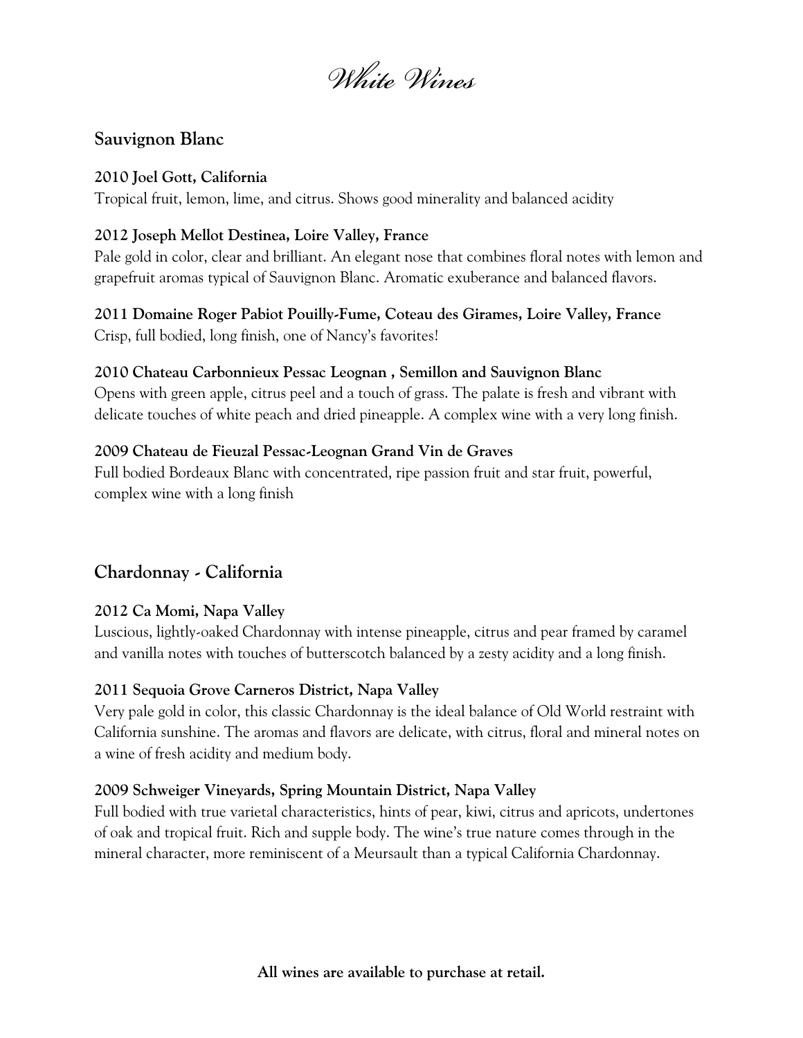# White Wines

## Sauvignon Blanc

**2010 Joel Gott, California**
Tropical fruit, lemon, lime, and citrus. Shows good minerality and balanced acidity

**2012 Joseph Mellot Destinea, Loire Valley, France**
Pale gold in color, clear and brilliant. An elegant nose that combines floral notes with lemon and grapefruit aromas typical of Sauvignon Blanc. Aromatic exuberance and balanced flavors.

**2011 Domaine Roger Pabiot Pouilly-Fume, Coteau des Girames, Loire Valley, France**
Crisp, full bodied, long finish, one of Nancy's favorites!

**2010 Chateau Carbonnieux Pessac Leognan , Semillon and Sauvignon Blanc**
Opens with green apple, citrus peel and a touch of grass. The palate is fresh and vibrant with delicate touches of white peach and dried pineapple. A complex wine with a very long finish.

**2009 Chateau de Fieuzal Pessac-Leognan Grand Vin de Graves**
Full bodied Bordeaux Blanc with concentrated, ripe passion fruit and star fruit, powerful, complex wine with a long finish

## Chardonnay - California

**2012 Ca Momi, Napa Valley**
Luscious, lightly-oaked Chardonnay with intense pineapple, citrus and pear framed by caramel and vanilla notes with touches of butterscotch balanced by a zesty acidity and a long finish.

**2011 Sequoia Grove Carneros District, Napa Valley**
Very pale gold in color, this classic Chardonnay is the ideal balance of Old World restraint with California sunshine. The aromas and flavors are delicate, with citrus, floral and mineral notes on a wine of fresh acidity and medium body.

**2009 Schweiger Vineyards, Spring Mountain District, Napa Valley**
Full bodied with true varietal characteristics, hints of pear, kiwi, citrus and apricots, undertones of oak and tropical fruit. Rich and supple body. The wine's true nature comes through in the mineral character, more reminiscent of a Meursault than a typical California Chardonnay.

**All wines are available to purchase at retail.**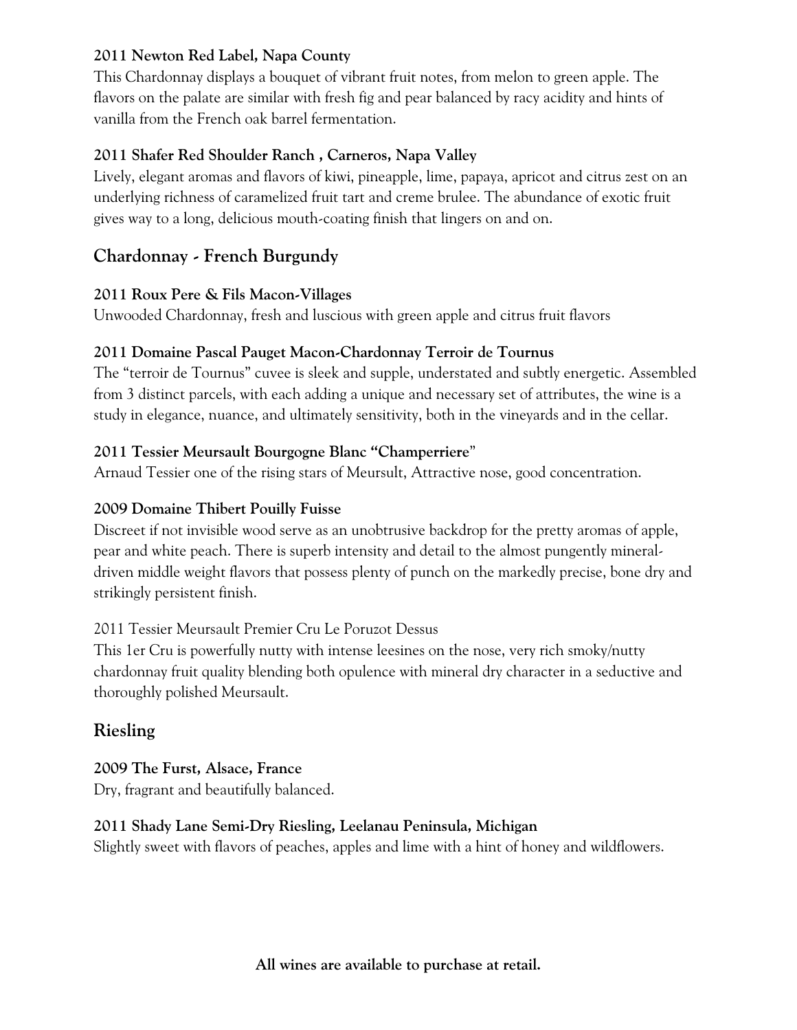**2011 Newton Red Label, Napa County**

This Chardonnay displays a bouquet of vibrant fruit notes, from melon to green apple. The flavors on the palate are similar with fresh fig and pear balanced by racy acidity and hints of vanilla from the French oak barrel fermentation.

**2011 Shafer Red Shoulder Ranch , Carneros, Napa Valley**

Lively, elegant aromas and flavors of kiwi, pineapple, lime, papaya, apricot and citrus zest on an underlying richness of caramelized fruit tart and creme brulee. The abundance of exotic fruit gives way to a long, delicious mouth-coating finish that lingers on and on.

## Chardonnay - French Burgundy

**2011 Roux Pere & Fils Macon-Villages**

Unwooded Chardonnay, fresh and luscious with green apple and citrus fruit flavors

**2011 Domaine Pascal Pauget Macon-Chardonnay Terroir de Tournus**

The "terroir de Tournus" cuvee is sleek and supple, understated and subtly energetic. Assembled from 3 distinct parcels, with each adding a unique and necessary set of attributes, the wine is a study in elegance, nuance, and ultimately sensitivity, both in the vineyards and in the cellar.

**2011 Tessier Meursault Bourgogne Blanc "Champerriere"**

Arnaud Tessier one of the rising stars of Meursult, Attractive nose, good concentration.

**2009 Domaine Thibert Pouilly Fuisse**

Discreet if not invisible wood serve as an unobtrusive backdrop for the pretty aromas of apple, pear and white peach. There is superb intensity and detail to the almost pungently mineral-driven middle weight flavors that possess plenty of punch on the markedly precise, bone dry and strikingly persistent finish.

2011 Tessier Meursault Premier Cru Le Poruzot Dessus

This 1er Cru is powerfully nutty with intense leesines on the nose, very rich smoky/nutty chardonnay fruit quality blending both opulence with mineral dry character in a seductive and thoroughly polished Meursault.

## Riesling

**2009 The Furst, Alsace, France**

Dry, fragrant and beautifully balanced.

**2011 Shady Lane Semi-Dry Riesling, Leelanau Peninsula, Michigan**

Slightly sweet with flavors of peaches, apples and lime with a hint of honey and wildflowers.

**All wines are available to purchase at retail.**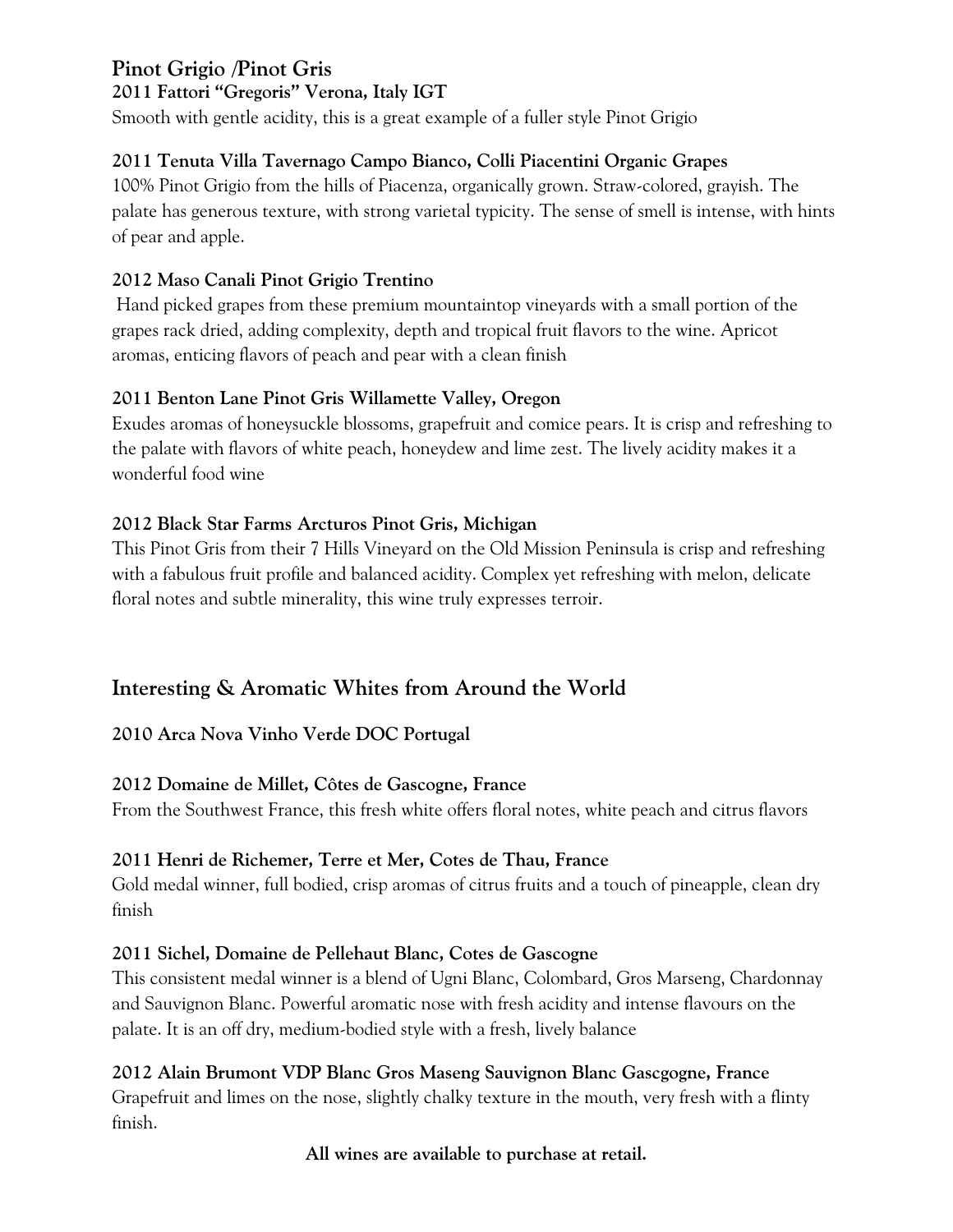## Pinot Grigio /Pinot Gris

**2011 Fattori "Gregoris" Verona, Italy IGT**

Smooth with gentle acidity, this is a great example of a fuller style Pinot Grigio

**2011 Tenuta Villa Tavernago Campo Bianco, Colli Piacentini Organic Grapes**

100% Pinot Grigio from the hills of Piacenza, organically grown. Straw-colored, grayish. The palate has generous texture, with strong varietal typicity. The sense of smell is intense, with hints of pear and apple.

**2012 Maso Canali Pinot Grigio Trentino**

Hand picked grapes from these premium mountaintop vineyards with a small portion of the grapes rack dried, adding complexity, depth and tropical fruit flavors to the wine. Apricot aromas, enticing flavors of peach and pear with a clean finish

**2011 Benton Lane Pinot Gris Willamette Valley, Oregon**

Exudes aromas of honeysuckle blossoms, grapefruit and comice pears. It is crisp and refreshing to the palate with flavors of white peach, honeydew and lime zest. The lively acidity makes it a wonderful food wine

**2012 Black Star Farms Arcturos Pinot Gris, Michigan**

This Pinot Gris from their 7 Hills Vineyard on the Old Mission Peninsula is crisp and refreshing with a fabulous fruit profile and balanced acidity. Complex yet refreshing with melon, delicate floral notes and subtle minerality, this wine truly expresses terroir.

## Interesting & Aromatic Whites from Around the World

**2010 Arca Nova Vinho Verde DOC Portugal**

**2012 Domaine de Millet, Côtes de Gascogne, France**

From the Southwest France, this fresh white offers floral notes, white peach and citrus flavors

**2011 Henri de Richemer, Terre et Mer, Cotes de Thau, France**

Gold medal winner, full bodied, crisp aromas of citrus fruits and a touch of pineapple, clean dry finish

**2011 Sichel, Domaine de Pellehaut Blanc, Cotes de Gascogne**

This consistent medal winner is a blend of Ugni Blanc, Colombard, Gros Marseng, Chardonnay and Sauvignon Blanc. Powerful aromatic nose with fresh acidity and intense flavours on the palate. It is an off dry, medium-bodied style with a fresh, lively balance

**2012 Alain Brumont VDP Blanc Gros Maseng Sauvignon Blanc Gascgogne, France**

Grapefruit and limes on the nose, slightly chalky texture in the mouth, very fresh with a flinty finish.

**All wines are available to purchase at retail.**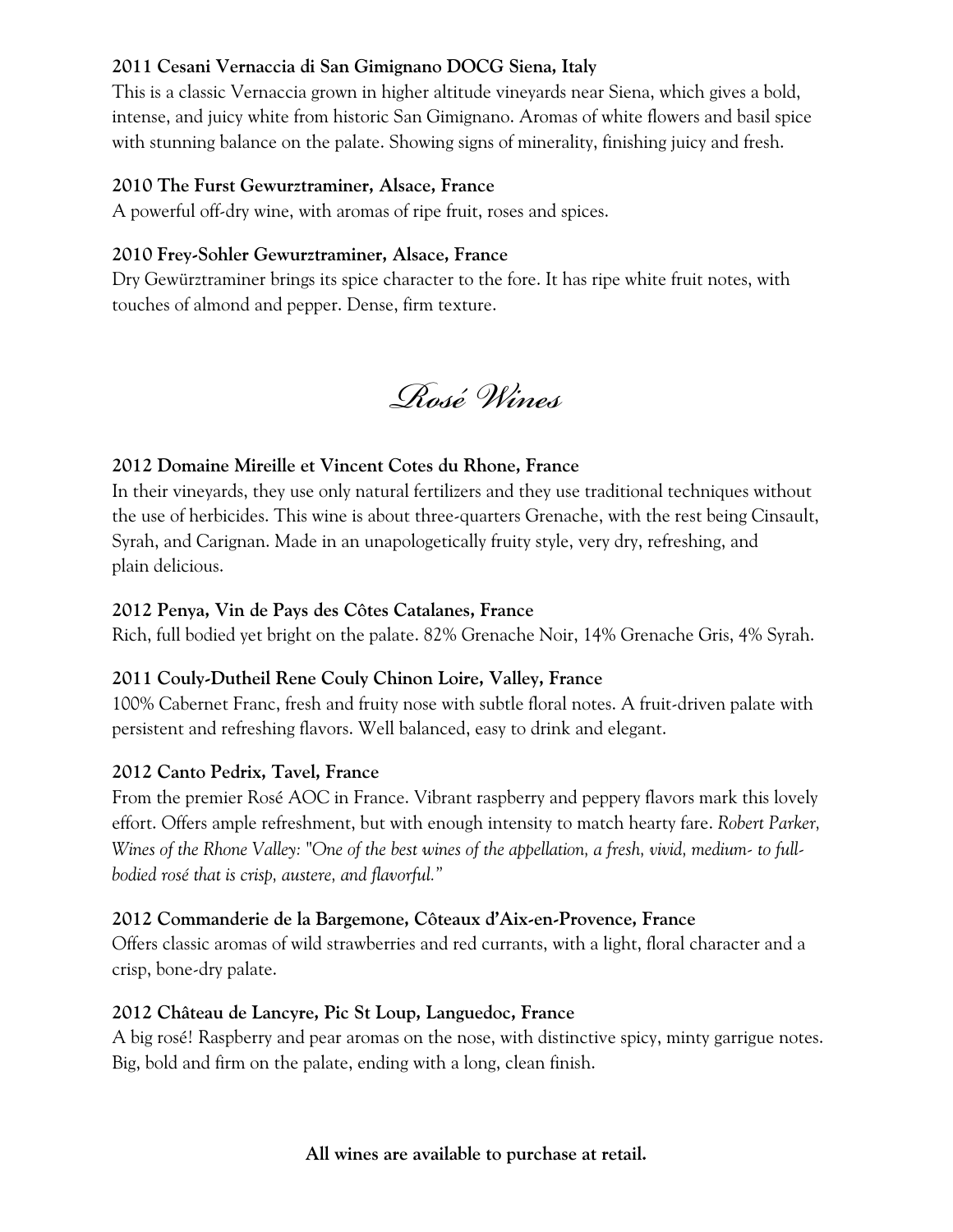**2011 Cesani Vernaccia di San Gimignano DOCG Siena, Italy**
This is a classic Vernaccia grown in higher altitude vineyards near Siena, which gives a bold, intense, and juicy white from historic San Gimignano. Aromas of white flowers and basil spice with stunning balance on the palate. Showing signs of minerality, finishing juicy and fresh.

**2010 The Furst Gewurztraminer, Alsace, France**
A powerful off-dry wine, with aromas of ripe fruit, roses and spices.

**2010 Frey-Sohler Gewurztraminer, Alsace, France**
Dry Gewürztraminer brings its spice character to the fore. It has ripe white fruit notes, with touches of almond and pepper. Dense, firm texture.

## *Rosé Wines*

**2012 Domaine Mireille et Vincent Cotes du Rhone, France**
In their vineyards, they use only natural fertilizers and they use traditional techniques without the use of herbicides. This wine is about three-quarters Grenache, with the rest being Cinsault, Syrah, and Carignan. Made in an unapologetically fruity style, very dry, refreshing, and plain delicious.

**2012 Penya, Vin de Pays des Côtes Catalanes, France**
Rich, full bodied yet bright on the palate. 82% Grenache Noir, 14% Grenache Gris, 4% Syrah.

**2011 Couly-Dutheil Rene Couly Chinon Loire, Valley, France**
100% Cabernet Franc, fresh and fruity nose with subtle floral notes. A fruit-driven palate with persistent and refreshing flavors. Well balanced, easy to drink and elegant.

**2012 Canto Pedrix, Tavel, France**
From the premier Rosé AOC in France. Vibrant raspberry and peppery flavors mark this lovely effort. Offers ample refreshment, but with enough intensity to match hearty fare. *Robert Parker, Wines of the Rhone Valley: "One of the best wines of the appellation, a fresh, vivid, medium- to full-bodied rosé that is crisp, austere, and flavorful."*

**2012 Commanderie de la Bargemone, Côteaux d'Aix-en-Provence, France**
Offers classic aromas of wild strawberries and red currants, with a light, floral character and a crisp, bone-dry palate.

**2012 Château de Lancyre, Pic St Loup, Languedoc, France**
A big rosé! Raspberry and pear aromas on the nose, with distinctive spicy, minty garrigue notes. Big, bold and firm on the palate, ending with a long, clean finish.

**All wines are available to purchase at retail.**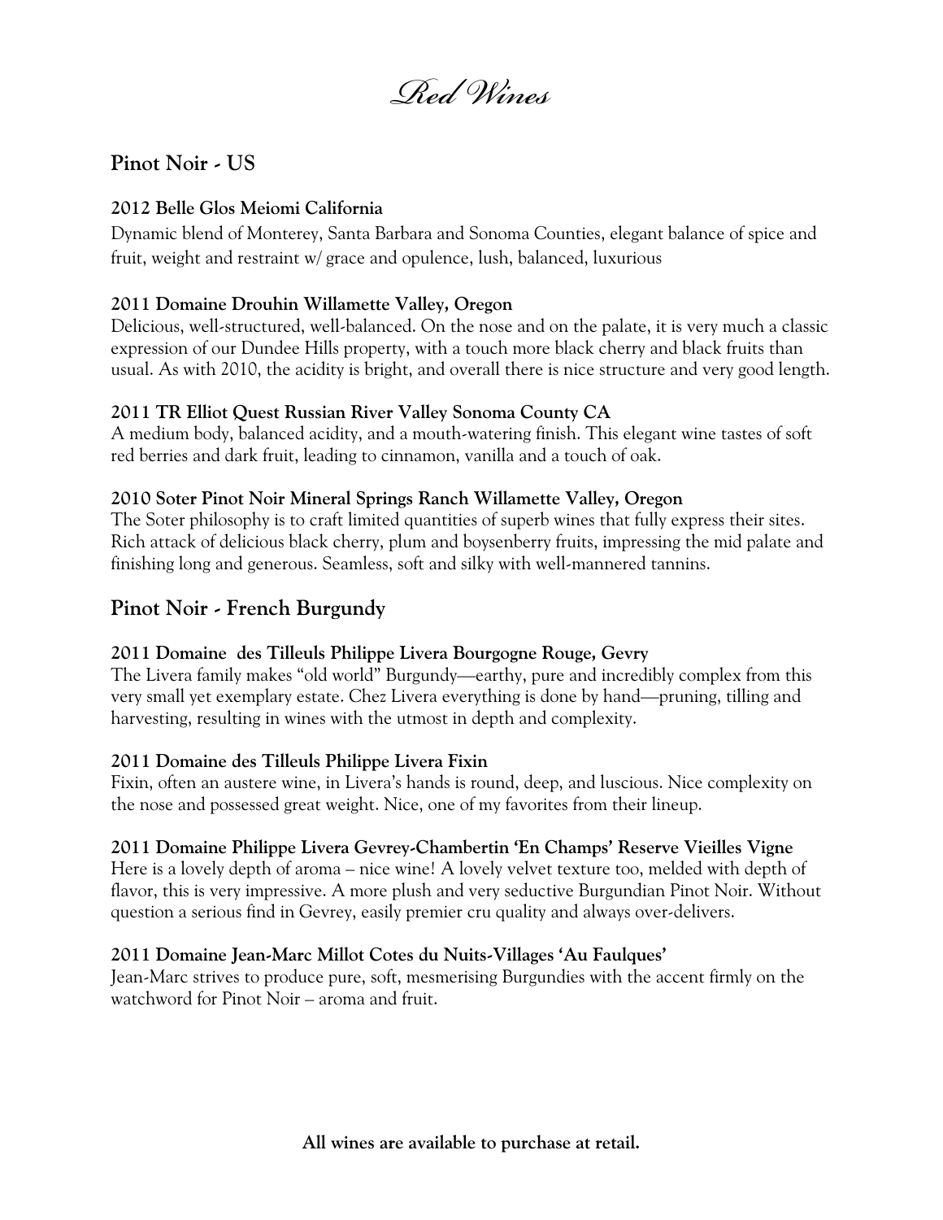# *Red Wines*

## Pinot Noir - US

### 2012 Belle Glos Meiomi California

Dynamic blend of Monterey, Santa Barbara and Sonoma Counties, elegant balance of spice and fruit, weight and restraint w/ grace and opulence, lush, balanced, luxurious

### 2011 Domaine Drouhin Willamette Valley, Oregon

Delicious, well-structured, well-balanced. On the nose and on the palate, it is very much a classic expression of our Dundee Hills property, with a touch more black cherry and black fruits than usual. As with 2010, the acidity is bright, and overall there is nice structure and very good length.

### 2011 TR Elliot Quest Russian River Valley Sonoma County CA

A medium body, balanced acidity, and a mouth-watering finish. This elegant wine tastes of soft red berries and dark fruit, leading to cinnamon, vanilla and a touch of oak.

### 2010 Soter Pinot Noir Mineral Springs Ranch Willamette Valley, Oregon

The Soter philosophy is to craft limited quantities of superb wines that fully express their sites. Rich attack of delicious black cherry, plum and boysenberry fruits, impressing the mid palate and finishing long and generous. Seamless, soft and silky with well-mannered tannins.

## Pinot Noir - French Burgundy

### 2011 Domaine des Tilleuls Philippe Livera Bourgogne Rouge, Gevry

The Livera family makes "old world" Burgundy—earthy, pure and incredibly complex from this very small yet exemplary estate. Chez Livera everything is done by hand—pruning, tilling and harvesting, resulting in wines with the utmost in depth and complexity.

### 2011 Domaine des Tilleuls Philippe Livera Fixin

Fixin, often an austere wine, in Livera's hands is round, deep, and luscious. Nice complexity on the nose and possessed great weight. Nice, one of my favorites from their lineup.

### 2011 Domaine Philippe Livera Gevrey-Chambertin 'En Champs' Reserve Vieilles Vigne

Here is a lovely depth of aroma – nice wine! A lovely velvet texture too, melded with depth of flavor, this is very impressive. A more plush and very seductive Burgundian Pinot Noir. Without question a serious find in Gevrey, easily premier cru quality and always over-delivers.

### 2011 Domaine Jean-Marc Millot Cotes du Nuits-Villages 'Au Faulques'

Jean-Marc strives to produce pure, soft, mesmerising Burgundies with the accent firmly on the watchword for Pinot Noir – aroma and fruit.

**All wines are available to purchase at retail.**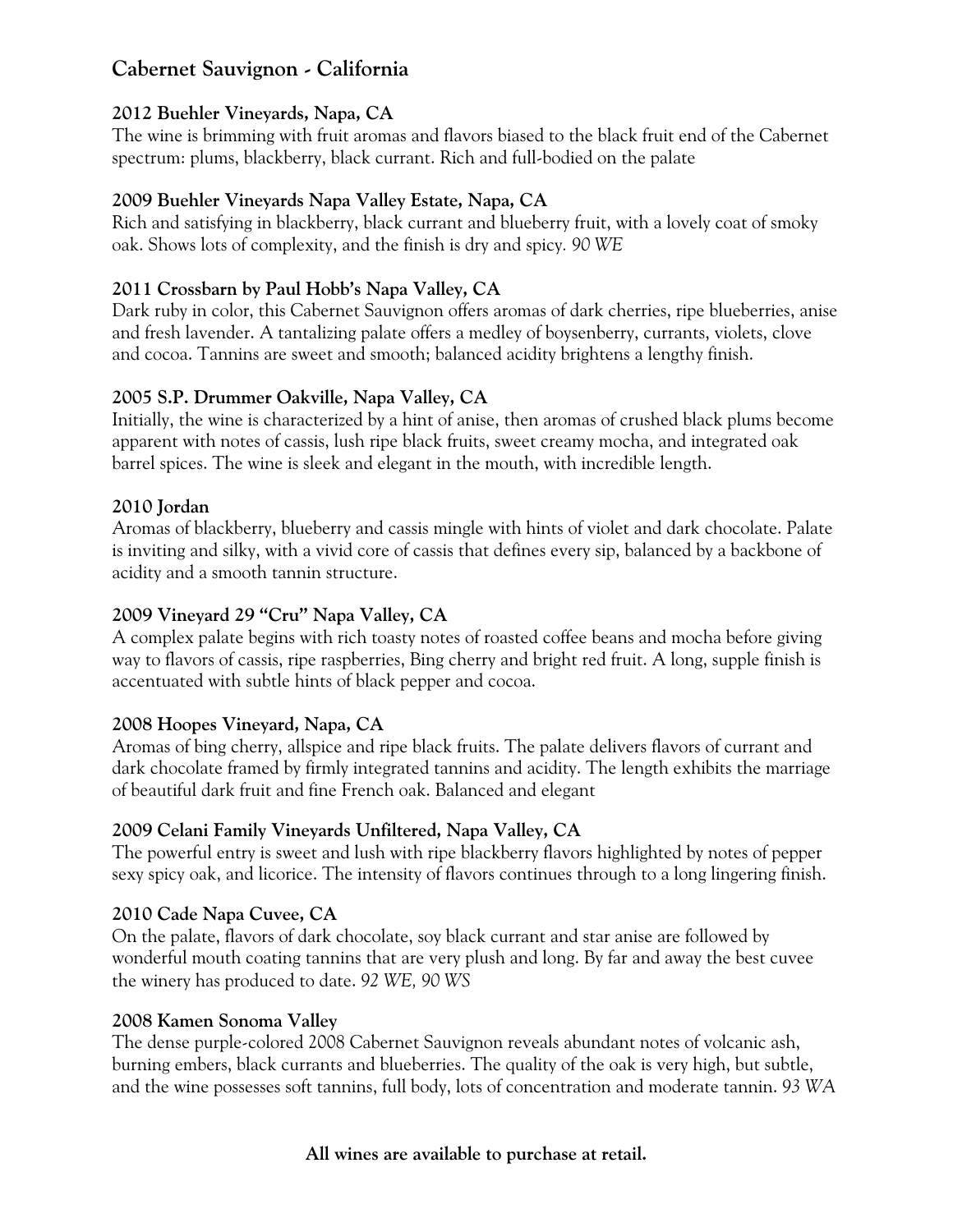## Cabernet Sauvignon - California

### 2012 Buehler Vineyards, Napa, CA

The wine is brimming with fruit aromas and flavors biased to the black fruit end of the Cabernet spectrum: plums, blackberry, black currant. Rich and full-bodied on the palate

### 2009 Buehler Vineyards Napa Valley Estate, Napa, CA

Rich and satisfying in blackberry, black currant and blueberry fruit, with a lovely coat of smoky oak. Shows lots of complexity, and the finish is dry and spicy. *90 WE*

### 2011 Crossbarn by Paul Hobb's Napa Valley, CA

Dark ruby in color, this Cabernet Sauvignon offers aromas of dark cherries, ripe blueberries, anise and fresh lavender. A tantalizing palate offers a medley of boysenberry, currants, violets, clove and cocoa. Tannins are sweet and smooth; balanced acidity brightens a lengthy finish.

### 2005 S.P. Drummer Oakville, Napa Valley, CA

Initially, the wine is characterized by a hint of anise, then aromas of crushed black plums become apparent with notes of cassis, lush ripe black fruits, sweet creamy mocha, and integrated oak barrel spices. The wine is sleek and elegant in the mouth, with incredible length.

### 2010 Jordan

Aromas of blackberry, blueberry and cassis mingle with hints of violet and dark chocolate. Palate is inviting and silky, with a vivid core of cassis that defines every sip, balanced by a backbone of acidity and a smooth tannin structure.

### 2009 Vineyard 29 "Cru" Napa Valley, CA

A complex palate begins with rich toasty notes of roasted coffee beans and mocha before giving way to flavors of cassis, ripe raspberries, Bing cherry and bright red fruit. A long, supple finish is accentuated with subtle hints of black pepper and cocoa.

### 2008 Hoopes Vineyard, Napa, CA

Aromas of bing cherry, allspice and ripe black fruits. The palate delivers flavors of currant and dark chocolate framed by firmly integrated tannins and acidity. The length exhibits the marriage of beautiful dark fruit and fine French oak. Balanced and elegant

### 2009 Celani Family Vineyards Unfiltered, Napa Valley, CA

The powerful entry is sweet and lush with ripe blackberry flavors highlighted by notes of pepper sexy spicy oak, and licorice. The intensity of flavors continues through to a long lingering finish.

### 2010 Cade Napa Cuvee, CA

On the palate, flavors of dark chocolate, soy black currant and star anise are followed by wonderful mouth coating tannins that are very plush and long. By far and away the best cuvee the winery has produced to date. *92 WE, 90 WS*

### 2008 Kamen Sonoma Valley

The dense purple-colored 2008 Cabernet Sauvignon reveals abundant notes of volcanic ash, burning embers, black currants and blueberries. The quality of the oak is very high, but subtle, and the wine possesses soft tannins, full body, lots of concentration and moderate tannin. *93 WA*

**All wines are available to purchase at retail.**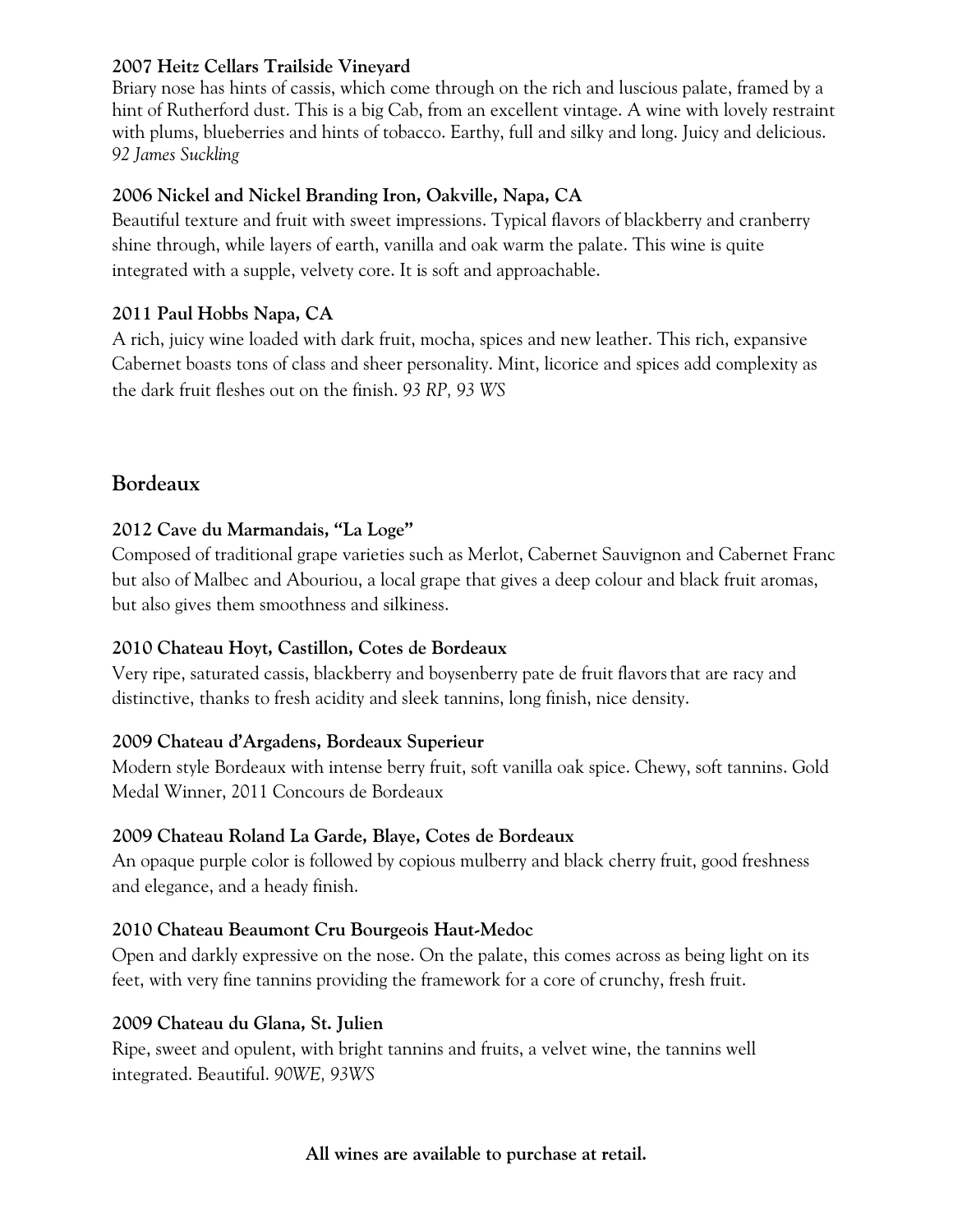**2007 Heitz Cellars Trailside Vineyard**
Briary nose has hints of cassis, which come through on the rich and luscious palate, framed by a hint of Rutherford dust. This is a big Cab, from an excellent vintage. A wine with lovely restraint with plums, blueberries and hints of tobacco. Earthy, full and silky and long. Juicy and delicious. *92 James Suckling*

**2006 Nickel and Nickel Branding Iron, Oakville, Napa, CA**
Beautiful texture and fruit with sweet impressions. Typical flavors of blackberry and cranberry shine through, while layers of earth, vanilla and oak warm the palate. This wine is quite integrated with a supple, velvety core. It is soft and approachable.

**2011 Paul Hobbs Napa, CA**
A rich, juicy wine loaded with dark fruit, mocha, spices and new leather. This rich, expansive Cabernet boasts tons of class and sheer personality. Mint, licorice and spices add complexity as the dark fruit fleshes out on the finish. *93 RP, 93 WS*

## Bordeaux

**2012 Cave du Marmandais, "La Loge"**
Composed of traditional grape varieties such as Merlot, Cabernet Sauvignon and Cabernet Franc but also of Malbec and Abouriou, a local grape that gives a deep colour and black fruit aromas, but also gives them smoothness and silkiness.

**2010 Chateau Hoyt, Castillon, Cotes de Bordeaux**
Very ripe, saturated cassis, blackberry and boysenberry pate de fruit flavors that are racy and distinctive, thanks to fresh acidity and sleek tannins, long finish, nice density.

**2009 Chateau d'Argadens, Bordeaux Superieur**
Modern style Bordeaux with intense berry fruit, soft vanilla oak spice. Chewy, soft tannins. Gold Medal Winner, 2011 Concours de Bordeaux

**2009 Chateau Roland La Garde, Blaye, Cotes de Bordeaux**
An opaque purple color is followed by copious mulberry and black cherry fruit, good freshness and elegance, and a heady finish.

**2010 Chateau Beaumont Cru Bourgeois Haut-Medoc**
Open and darkly expressive on the nose. On the palate, this comes across as being light on its feet, with very fine tannins providing the framework for a core of crunchy, fresh fruit.

**2009 Chateau du Glana, St. Julien**
Ripe, sweet and opulent, with bright tannins and fruits, a velvet wine, the tannins well integrated. Beautiful. *90WE, 93WS*

**All wines are available to purchase at retail.**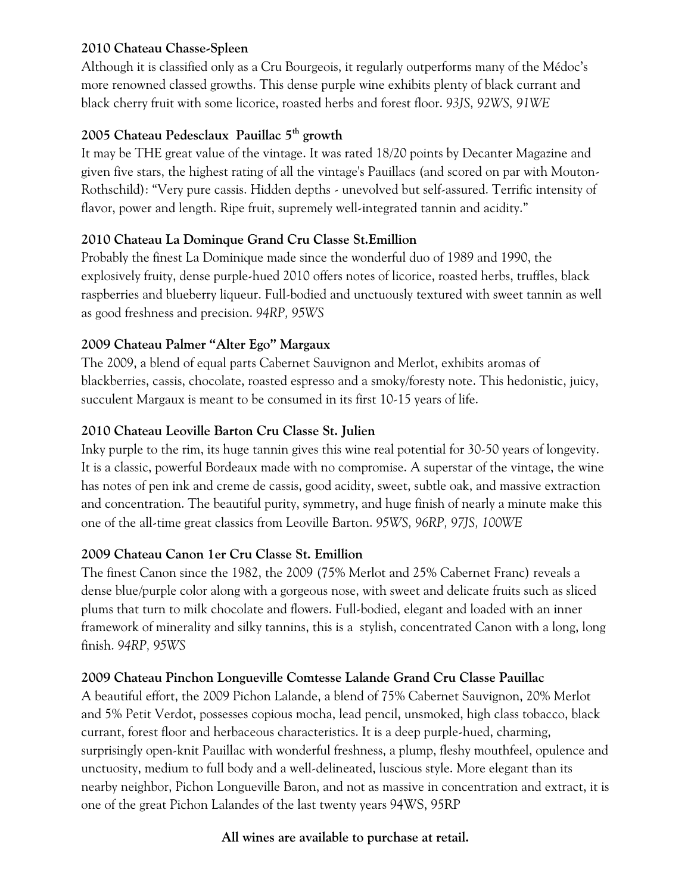**2010 Chateau Chasse-Spleen**

Although it is classified only as a Cru Bourgeois, it regularly outperforms many of the Médoc's more renowned classed growths. This dense purple wine exhibits plenty of black currant and black cherry fruit with some licorice, roasted herbs and forest floor. *93JS, 92WS, 91WE*

**2005 Chateau Pedesclaux Pauillac 5th growth**

It may be THE great value of the vintage. It was rated 18/20 points by Decanter Magazine and given five stars, the highest rating of all the vintage's Pauillacs (and scored on par with Mouton-Rothschild): "Very pure cassis. Hidden depths - unevolved but self-assured. Terrific intensity of flavor, power and length. Ripe fruit, supremely well-integrated tannin and acidity."

**2010 Chateau La Dominque Grand Cru Classe St.Emillion**

Probably the finest La Dominique made since the wonderful duo of 1989 and 1990, the explosively fruity, dense purple-hued 2010 offers notes of licorice, roasted herbs, truffles, black raspberries and blueberry liqueur. Full-bodied and unctuously textured with sweet tannin as well as good freshness and precision. *94RP, 95WS*

**2009 Chateau Palmer "Alter Ego" Margaux**

The 2009, a blend of equal parts Cabernet Sauvignon and Merlot, exhibits aromas of blackberries, cassis, chocolate, roasted espresso and a smoky/foresty note. This hedonistic, juicy, succulent Margaux is meant to be consumed in its first 10-15 years of life.

**2010 Chateau Leoville Barton Cru Classe St. Julien**

Inky purple to the rim, its huge tannin gives this wine real potential for 30-50 years of longevity. It is a classic, powerful Bordeaux made with no compromise. A superstar of the vintage, the wine has notes of pen ink and creme de cassis, good acidity, sweet, subtle oak, and massive extraction and concentration. The beautiful purity, symmetry, and huge finish of nearly a minute make this one of the all-time great classics from Leoville Barton. *95WS, 96RP, 97JS, 100WE*

**2009 Chateau Canon 1er Cru Classe St. Emillion**

The finest Canon since the 1982, the 2009 (75% Merlot and 25% Cabernet Franc) reveals a dense blue/purple color along with a gorgeous nose, with sweet and delicate fruits such as sliced plums that turn to milk chocolate and flowers. Full-bodied, elegant and loaded with an inner framework of minerality and silky tannins, this is a stylish, concentrated Canon with a long, long finish. *94RP, 95WS*

**2009 Chateau Pinchon Longueville Comtesse Lalande Grand Cru Classe Pauillac**

A beautiful effort, the 2009 Pichon Lalande, a blend of 75% Cabernet Sauvignon, 20% Merlot and 5% Petit Verdot, possesses copious mocha, lead pencil, unsmoked, high class tobacco, black currant, forest floor and herbaceous characteristics. It is a deep purple-hued, charming, surprisingly open-knit Pauillac with wonderful freshness, a plump, fleshy mouthfeel, opulence and unctuosity, medium to full body and a well-delineated, luscious style. More elegant than its nearby neighbor, Pichon Longueville Baron, and not as massive in concentration and extract, it is one of the great Pichon Lalandes of the last twenty years 94WS, 95RP

**All wines are available to purchase at retail.**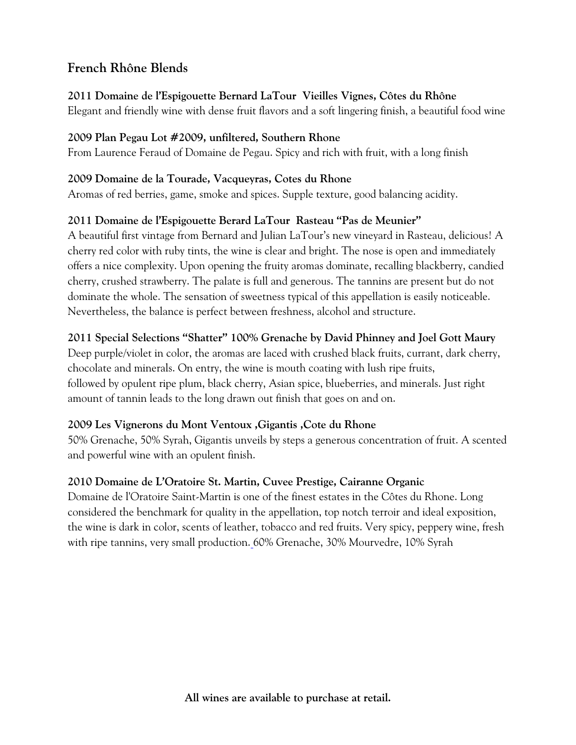## French Rhône Blends

**2011 Domaine de l'Espigouette Bernard LaTour  Vieilles Vignes, Côtes du Rhône**
Elegant and friendly wine with dense fruit flavors and a soft lingering finish, a beautiful food wine

**2009 Plan Pegau Lot #2009, unfiltered, Southern Rhone**
From Laurence Feraud of Domaine de Pegau. Spicy and rich with fruit, with a long finish

**2009 Domaine de la Tourade, Vacqueyras, Cotes du Rhone**
Aromas of red berries, game, smoke and spices. Supple texture, good balancing acidity.

**2011 Domaine de l'Espigouette Berard LaTour  Rasteau "Pas de Meunier"**
A beautiful first vintage from Bernard and Julian LaTour's new vineyard in Rasteau, delicious! A cherry red color with ruby tints, the wine is clear and bright. The nose is open and immediately offers a nice complexity. Upon opening the fruity aromas dominate, recalling blackberry, candied cherry, crushed strawberry. The palate is full and generous. The tannins are present but do not dominate the whole. The sensation of sweetness typical of this appellation is easily noticeable. Nevertheless, the balance is perfect between freshness, alcohol and structure.

**2011 Special Selections "Shatter" 100% Grenache by David Phinney and Joel Gott Maury**
Deep purple/violet in color, the aromas are laced with crushed black fruits, currant, dark cherry, chocolate and minerals. On entry, the wine is mouth coating with lush ripe fruits, followed by opulent ripe plum, black cherry, Asian spice, blueberries, and minerals. Just right amount of tannin leads to the long drawn out finish that goes on and on.

**2009 Les Vignerons du Mont Ventoux ,Gigantis ,Cote du Rhone**
50% Grenache, 50% Syrah, Gigantis unveils by steps a generous concentration of fruit. A scented and powerful wine with an opulent finish.

**2010 Domaine de L'Oratoire St. Martin, Cuvee Prestige, Cairanne Organic**
Domaine de l'Oratoire Saint-Martin is one of the finest estates in the Côtes du Rhone. Long considered the benchmark for quality in the appellation, top notch terroir and ideal exposition, the wine is dark in color, scents of leather, tobacco and red fruits. Very spicy, peppery wine, fresh with ripe tannins, very small production. 60% Grenache, 30% Mourvedre, 10% Syrah

**All wines are available to purchase at retail.**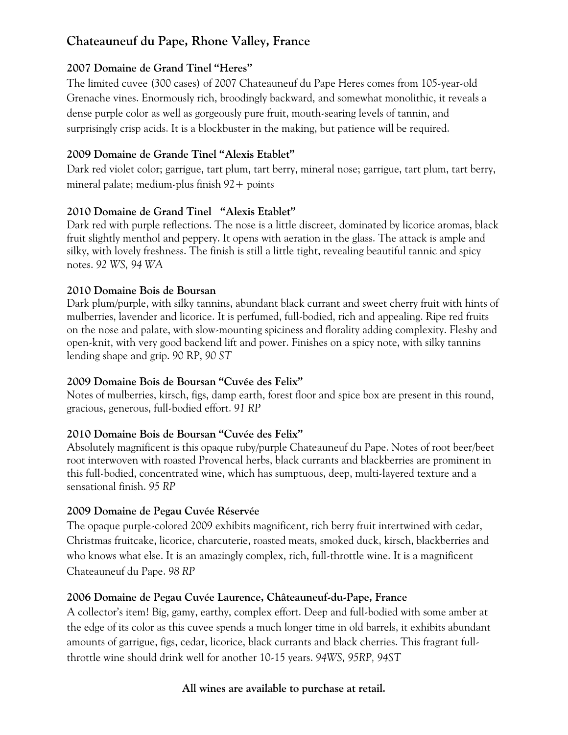## Chateauneuf du Pape, Rhone Valley, France

### 2007 Domaine de Grand Tinel "Heres"

The limited cuvee (300 cases) of 2007 Chateauneuf du Pape Heres comes from 105-year-old Grenache vines. Enormously rich, broodingly backward, and somewhat monolithic, it reveals a dense purple color as well as gorgeously pure fruit, mouth-searing levels of tannin, and surprisingly crisp acids. It is a blockbuster in the making, but patience will be required.

### 2009 Domaine de Grande Tinel "Alexis Etablet"

Dark red violet color; garrigue, tart plum, tart berry, mineral nose; garrigue, tart plum, tart berry, mineral palate; medium-plus finish 92+ points

### 2010 Domaine de Grand Tinel "Alexis Etablet"

Dark red with purple reflections. The nose is a little discreet, dominated by licorice aromas, black fruit slightly menthol and peppery. It opens with aeration in the glass. The attack is ample and silky, with lovely freshness. The finish is still a little tight, revealing beautiful tannic and spicy notes. *92 WS, 94 WA*

### 2010 Domaine Bois de Boursan

Dark plum/purple, with silky tannins, abundant black currant and sweet cherry fruit with hints of mulberries, lavender and licorice. It is perfumed, full-bodied, rich and appealing. Ripe red fruits on the nose and palate, with slow-mounting spiciness and florality adding complexity. Fleshy and open-knit, with very good backend lift and power. Finishes on a spicy note, with silky tannins lending shape and grip. 90 RP, *90 ST*

### 2009 Domaine Bois de Boursan "Cuvée des Felix"

Notes of mulberries, kirsch, figs, damp earth, forest floor and spice box are present in this round, gracious, generous, full-bodied effort. *91 RP*

### 2010 Domaine Bois de Boursan "Cuvée des Felix"

Absolutely magnificent is this opaque ruby/purple Chateauneuf du Pape. Notes of root beer/beet root interwoven with roasted Provencal herbs, black currants and blackberries are prominent in this full-bodied, concentrated wine, which has sumptuous, deep, multi-layered texture and a sensational finish. *95 RP*

### 2009 Domaine de Pegau Cuvée Réservée

The opaque purple-colored 2009 exhibits magnificent, rich berry fruit intertwined with cedar, Christmas fruitcake, licorice, charcuterie, roasted meats, smoked duck, kirsch, blackberries and who knows what else. It is an amazingly complex, rich, full-throttle wine. It is a magnificent Chateauneuf du Pape. *98 RP*

### 2006 Domaine de Pegau Cuvée Laurence, Châteauneuf-du-Pape, France

A collector's item! Big, gamy, earthy, complex effort. Deep and full-bodied with some amber at the edge of its color as this cuvee spends a much longer time in old barrels, it exhibits abundant amounts of garrigue, figs, cedar, licorice, black currants and black cherries. This fragrant full-throttle wine should drink well for another 10-15 years. *94WS, 95RP, 94ST*

**All wines are available to purchase at retail.**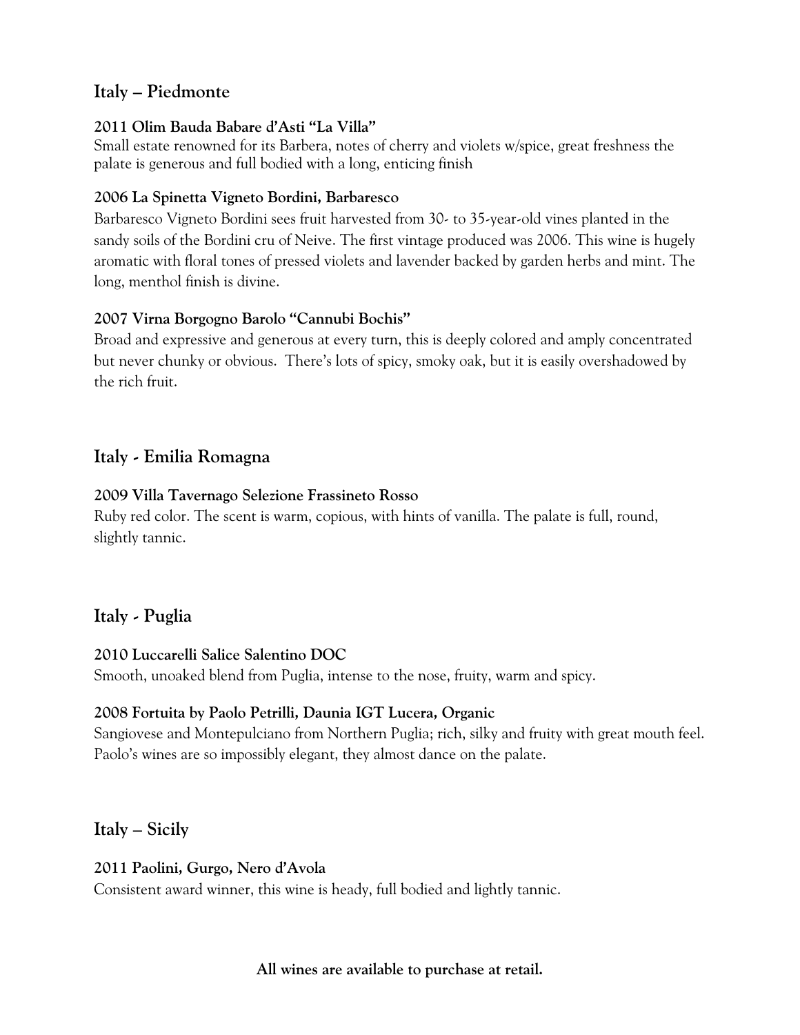## Italy – Piedmonte

**2011 Olim Bauda Babare d'Asti "La Villa"**
Small estate renowned for its Barbera, notes of cherry and violets w/spice, great freshness the palate is generous and full bodied with a long, enticing finish

**2006 La Spinetta Vigneto Bordini, Barbaresco**
Barbaresco Vigneto Bordini sees fruit harvested from 30- to 35-year-old vines planted in the sandy soils of the Bordini cru of Neive. The first vintage produced was 2006. This wine is hugely aromatic with floral tones of pressed violets and lavender backed by garden herbs and mint. The long, menthol finish is divine.

**2007 Virna Borgogno Barolo "Cannubi Bochis"**
Broad and expressive and generous at every turn, this is deeply colored and amply concentrated but never chunky or obvious. There's lots of spicy, smoky oak, but it is easily overshadowed by the rich fruit.

## Italy - Emilia Romagna

**2009 Villa Tavernago Selezione Frassineto Rosso**
Ruby red color. The scent is warm, copious, with hints of vanilla. The palate is full, round, slightly tannic.

## Italy - Puglia

**2010 Luccarelli Salice Salentino DOC**
Smooth, unoaked blend from Puglia, intense to the nose, fruity, warm and spicy.

**2008 Fortuita by Paolo Petrilli, Daunia IGT Lucera, Organic**
Sangiovese and Montepulciano from Northern Puglia; rich, silky and fruity with great mouth feel. Paolo's wines are so impossibly elegant, they almost dance on the palate.

## Italy – Sicily

**2011 Paolini, Gurgo, Nero d'Avola**
Consistent award winner, this wine is heady, full bodied and lightly tannic.

**All wines are available to purchase at retail.**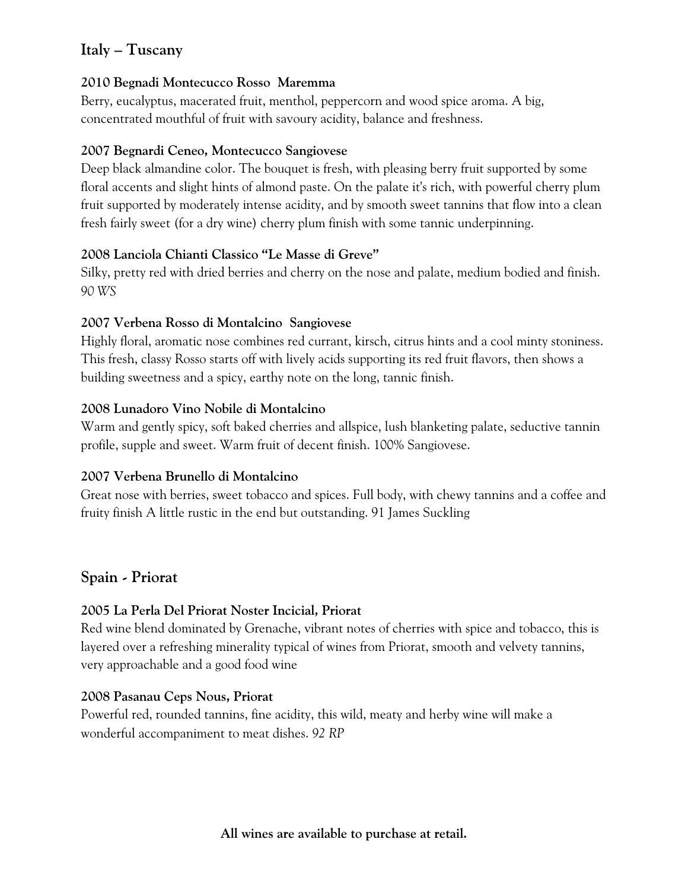## Italy – Tuscany

### 2010 Begnadi Montecucco Rosso  Maremma

Berry, eucalyptus, macerated fruit, menthol, peppercorn and wood spice aroma. A big, concentrated mouthful of fruit with savoury acidity, balance and freshness.

### 2007 Begnardi Ceneo, Montecucco Sangiovese

Deep black almandine color. The bouquet is fresh, with pleasing berry fruit supported by some floral accents and slight hints of almond paste. On the palate it's rich, with powerful cherry plum fruit supported by moderately intense acidity, and by smooth sweet tannins that flow into a clean fresh fairly sweet (for a dry wine) cherry plum finish with some tannic underpinning.

### 2008 Lanciola Chianti Classico "Le Masse di Greve"

Silky, pretty red with dried berries and cherry on the nose and palate, medium bodied and finish. *90 WS*

### 2007 Verbena Rosso di Montalcino  Sangiovese

Highly floral, aromatic nose combines red currant, kirsch, citrus hints and a cool minty stoniness. This fresh, classy Rosso starts off with lively acids supporting its red fruit flavors, then shows a building sweetness and a spicy, earthy note on the long, tannic finish.

### 2008 Lunadoro Vino Nobile di Montalcino

Warm and gently spicy, soft baked cherries and allspice, lush blanketing palate, seductive tannin profile, supple and sweet. Warm fruit of decent finish. 100% Sangiovese.

### 2007 Verbena Brunello di Montalcino

Great nose with berries, sweet tobacco and spices. Full body, with chewy tannins and a coffee and fruity finish A little rustic in the end but outstanding. 91 James Suckling

## Spain - Priorat

### 2005 La Perla Del Priorat Noster Incicial, Priorat

Red wine blend dominated by Grenache, vibrant notes of cherries with spice and tobacco, this is layered over a refreshing minerality typical of wines from Priorat, smooth and velvety tannins, very approachable and a good food wine

### 2008 Pasanau Ceps Nous, Priorat

Powerful red, rounded tannins, fine acidity, this wild, meaty and herby wine will make a wonderful accompaniment to meat dishes. *92 RP*

**All wines are available to purchase at retail.**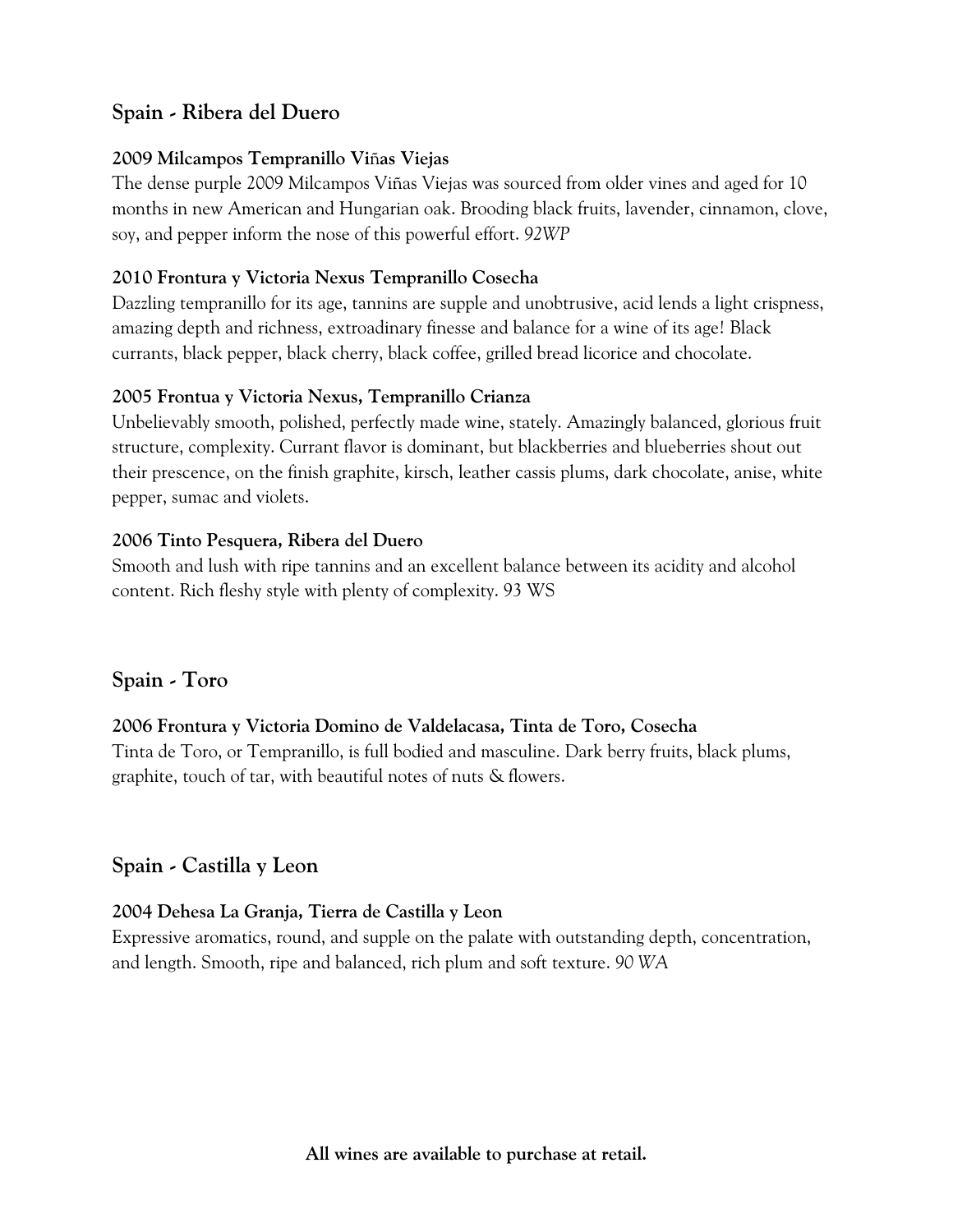## Spain - Ribera del Duero

**2009 Milcampos Tempranillo Viñas Viejas**
The dense purple 2009 Milcampos Viñas Viejas was sourced from older vines and aged for 10 months in new American and Hungarian oak. Brooding black fruits, lavender, cinnamon, clove, soy, and pepper inform the nose of this powerful effort. *92WP*

**2010 Frontura y Victoria Nexus Tempranillo Cosecha**
Dazzling tempranillo for its age, tannins are supple and unobtrusive, acid lends a light crispness, amazing depth and richness, extroadinary finesse and balance for a wine of its age! Black currants, black pepper, black cherry, black coffee, grilled bread licorice and chocolate.

**2005 Frontua y Victoria Nexus, Tempranillo Crianza**
Unbelievably smooth, polished, perfectly made wine, stately. Amazingly balanced, glorious fruit structure, complexity. Currant flavor is dominant, but blackberries and blueberries shout out their prescence, on the finish graphite, kirsch, leather cassis plums, dark chocolate, anise, white pepper, sumac and violets.

**2006 Tinto Pesquera, Ribera del Duero**
Smooth and lush with ripe tannins and an excellent balance between its acidity and alcohol content. Rich fleshy style with plenty of complexity. 93 WS

## Spain - Toro

**2006 Frontura y Victoria Domino de Valdelacasa, Tinta de Toro, Cosecha**
Tinta de Toro, or Tempranillo, is full bodied and masculine. Dark berry fruits, black plums, graphite, touch of tar, with beautiful notes of nuts & flowers.

## Spain - Castilla y Leon

**2004 Dehesa La Granja, Tierra de Castilla y Leon**
Expressive aromatics, round, and supple on the palate with outstanding depth, concentration, and length. Smooth, ripe and balanced, rich plum and soft texture. *90 WA*

**All wines are available to purchase at retail.**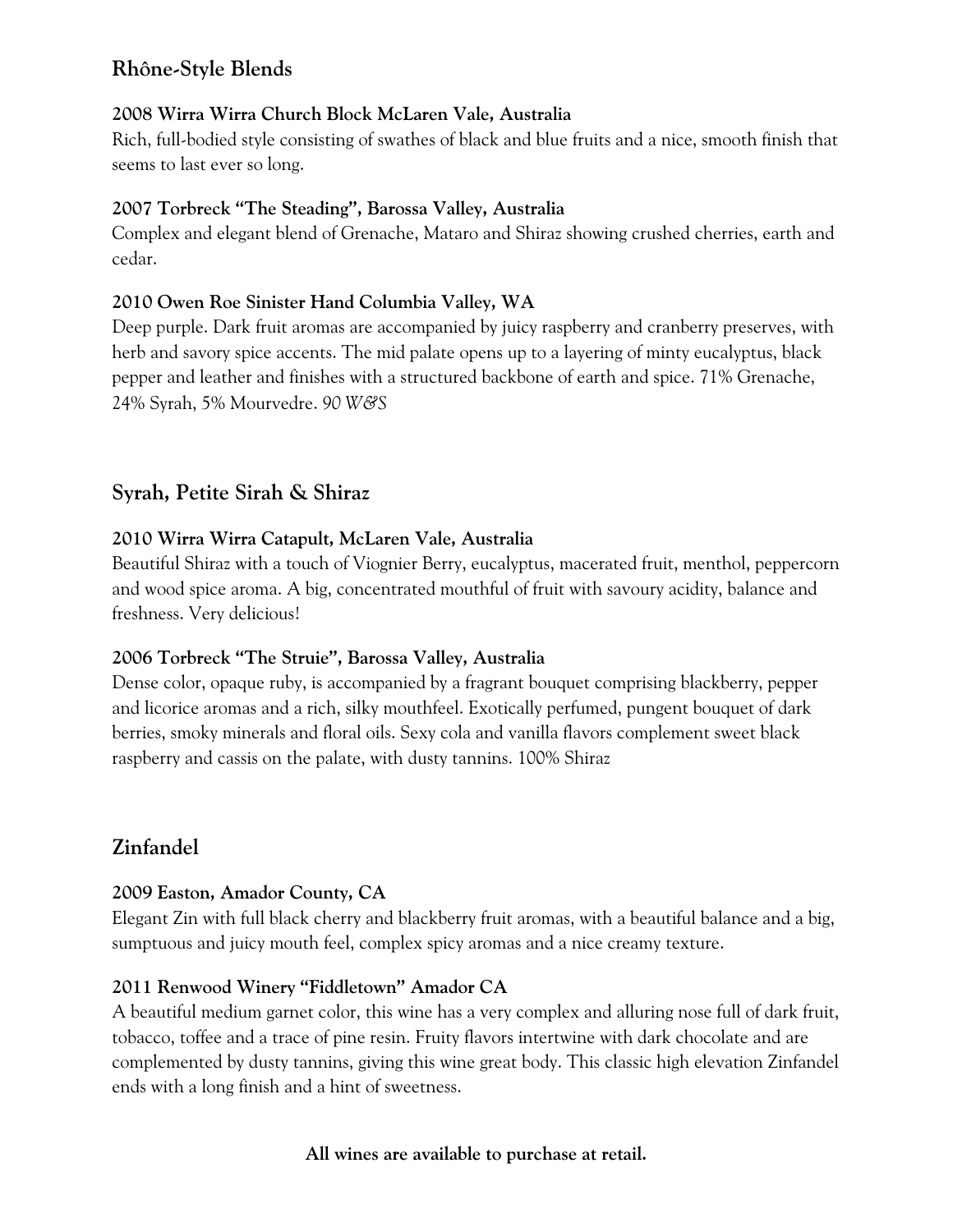## Rhône-Style Blends

**2008 Wirra Wirra Church Block McLaren Vale, Australia**
Rich, full-bodied style consisting of swathes of black and blue fruits and a nice, smooth finish that seems to last ever so long.

**2007 Torbreck "The Steading", Barossa Valley, Australia**
Complex and elegant blend of Grenache, Mataro and Shiraz showing crushed cherries, earth and cedar.

**2010 Owen Roe Sinister Hand Columbia Valley, WA**
Deep purple. Dark fruit aromas are accompanied by juicy raspberry and cranberry preserves, with herb and savory spice accents. The mid palate opens up to a layering of minty eucalyptus, black pepper and leather and finishes with a structured backbone of earth and spice. 71% Grenache, 24% Syrah, 5% Mourvedre. *90 W&S*

## Syrah, Petite Sirah & Shiraz

**2010 Wirra Wirra Catapult, McLaren Vale, Australia**
Beautiful Shiraz with a touch of Viognier Berry, eucalyptus, macerated fruit, menthol, peppercorn and wood spice aroma. A big, concentrated mouthful of fruit with savoury acidity, balance and freshness. Very delicious!

**2006 Torbreck "The Struie", Barossa Valley, Australia**
Dense color, opaque ruby, is accompanied by a fragrant bouquet comprising blackberry, pepper and licorice aromas and a rich, silky mouthfeel. Exotically perfumed, pungent bouquet of dark berries, smoky minerals and floral oils. Sexy cola and vanilla flavors complement sweet black raspberry and cassis on the palate, with dusty tannins. 100% Shiraz

## Zinfandel

**2009 Easton, Amador County, CA**
Elegant Zin with full black cherry and blackberry fruit aromas, with a beautiful balance and a big, sumptuous and juicy mouth feel, complex spicy aromas and a nice creamy texture.

**2011 Renwood Winery "Fiddletown" Amador CA**
A beautiful medium garnet color, this wine has a very complex and alluring nose full of dark fruit, tobacco, toffee and a trace of pine resin. Fruity flavors intertwine with dark chocolate and are complemented by dusty tannins, giving this wine great body. This classic high elevation Zinfandel ends with a long finish and a hint of sweetness.

**All wines are available to purchase at retail.**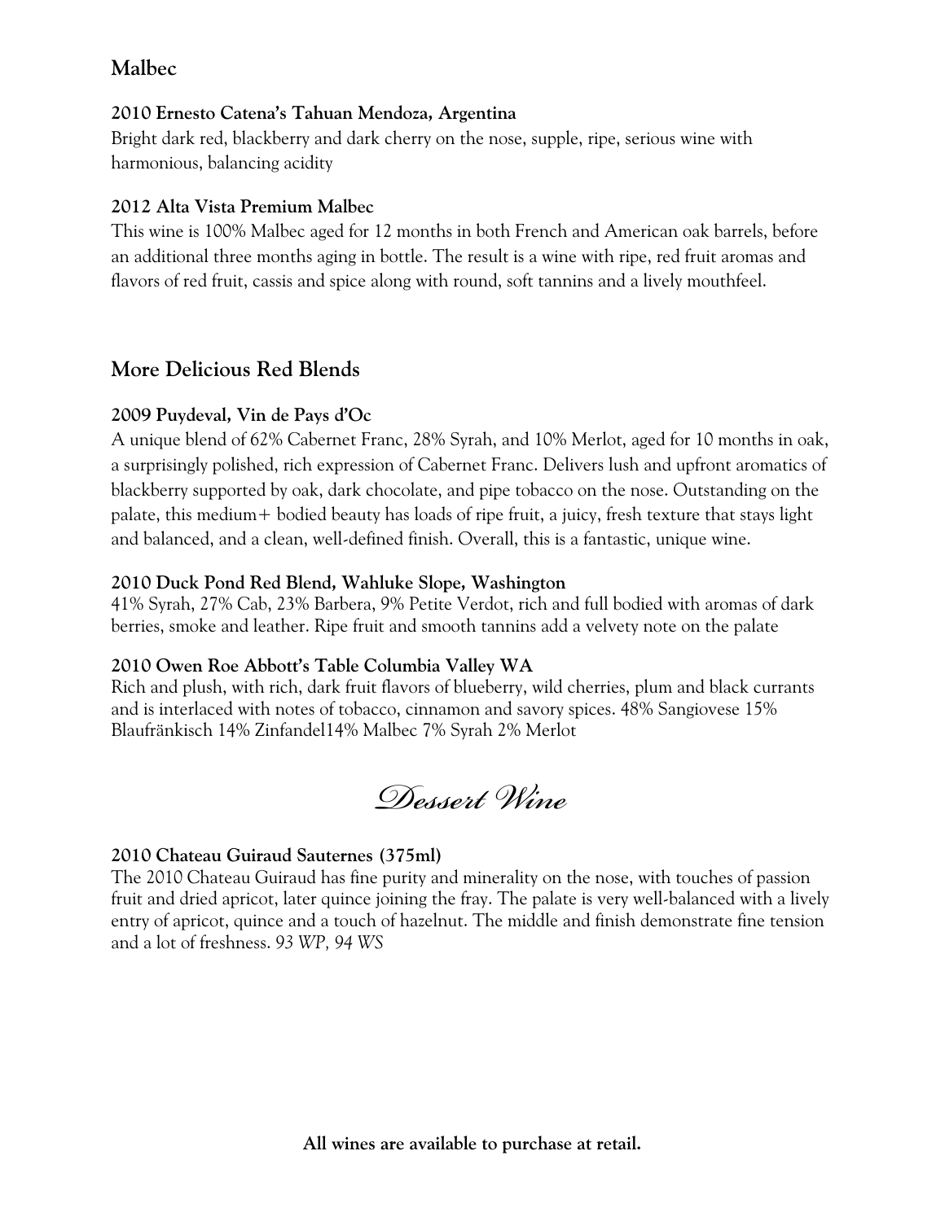## Malbec

**2010 Ernesto Catena's Tahuan Mendoza, Argentina**

Bright dark red, blackberry and dark cherry on the nose, supple, ripe, serious wine with harmonious, balancing acidity

**2012 Alta Vista Premium Malbec**

This wine is 100% Malbec aged for 12 months in both French and American oak barrels, before an additional three months aging in bottle. The result is a wine with ripe, red fruit aromas and flavors of red fruit, cassis and spice along with round, soft tannins and a lively mouthfeel.

## More Delicious Red Blends

**2009 Puydeval, Vin de Pays d'Oc**

A unique blend of 62% Cabernet Franc, 28% Syrah, and 10% Merlot, aged for 10 months in oak, a surprisingly polished, rich expression of Cabernet Franc. Delivers lush and upfront aromatics of blackberry supported by oak, dark chocolate, and pipe tobacco on the nose. Outstanding on the palate, this medium+ bodied beauty has loads of ripe fruit, a juicy, fresh texture that stays light and balanced, and a clean, well-defined finish. Overall, this is a fantastic, unique wine.

**2010 Duck Pond Red Blend, Wahluke Slope, Washington**

41% Syrah, 27% Cab, 23% Barbera, 9% Petite Verdot, rich and full bodied with aromas of dark berries, smoke and leather. Ripe fruit and smooth tannins add a velvety note on the palate

**2010 Owen Roe Abbott's Table Columbia Valley WA**

Rich and plush, with rich, dark fruit flavors of blueberry, wild cherries, plum and black currants and is interlaced with notes of tobacco, cinnamon and savory spices. 48% Sangiovese 15% Blaufränkisch 14% Zinfandel14% Malbec 7% Syrah 2% Merlot

# Dessert Wine

**2010 Chateau Guiraud Sauternes (375ml)**

The 2010 Chateau Guiraud has fine purity and minerality on the nose, with touches of passion fruit and dried apricot, later quince joining the fray. The palate is very well-balanced with a lively entry of apricot, quince and a touch of hazelnut. The middle and finish demonstrate fine tension and a lot of freshness. *93 WP, 94 WS*

**All wines are available to purchase at retail.**